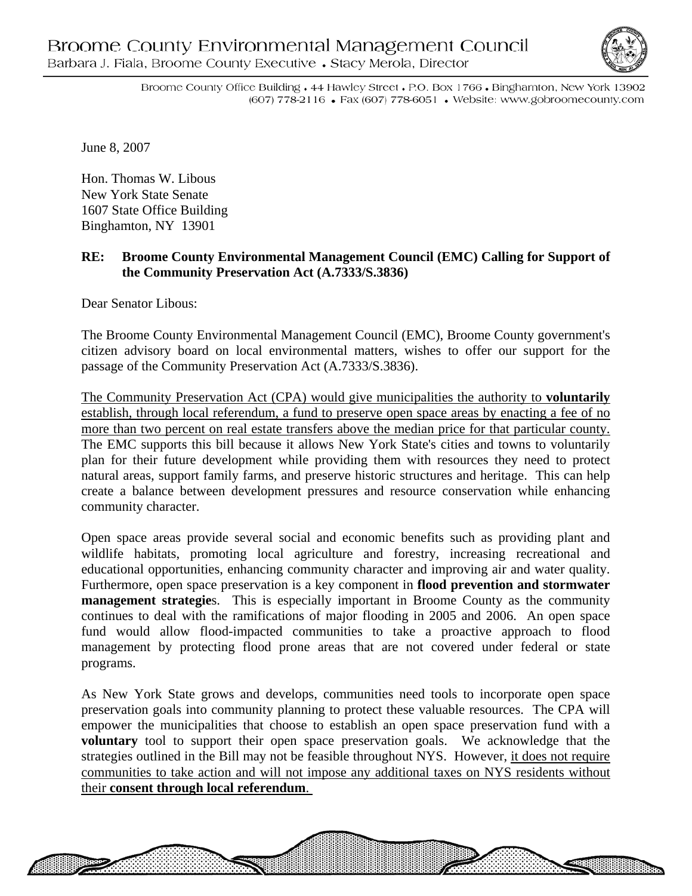# Broome County Environmental Management Council

Barbara J. Fiala, Broome County Executive • Stacy Merola, Director

Broome County Office Building • 44 Hawley Street • P.O. Box 1766 • Binghamton, New York 13902
(607) 778-2116 • Fax (607) 778-6051 • Website: www.gobroomecounty.com

June 8, 2007

Hon. Thomas W. Libous
New York State Senate
1607 State Office Building
Binghamton, NY 13901

**RE: Broome County Environmental Management Council (EMC) Calling for Support of the Community Preservation Act (A.7333/S.3836)**

Dear Senator Libous:

The Broome County Environmental Management Council (EMC), Broome County government's citizen advisory board on local environmental matters, wishes to offer our support for the passage of the Community Preservation Act (A.7333/S.3836).

<u>The Community Preservation Act (CPA) would give municipalities the authority to **voluntarily** establish, through local referendum, a fund to preserve open space areas by enacting a fee of no more than two percent on real estate transfers above the median price for that particular county.</u> The EMC supports this bill because it allows New York State's cities and towns to voluntarily plan for their future development while providing them with resources they need to protect natural areas, support family farms, and preserve historic structures and heritage. This can help create a balance between development pressures and resource conservation while enhancing community character.

Open space areas provide several social and economic benefits such as providing plant and wildlife habitats, promoting local agriculture and forestry, increasing recreational and educational opportunities, enhancing community character and improving air and water quality. Furthermore, open space preservation is a key component in **flood prevention and stormwater management strategie**s. This is especially important in Broome County as the community continues to deal with the ramifications of major flooding in 2005 and 2006. An open space fund would allow flood-impacted communities to take a proactive approach to flood management by protecting flood prone areas that are not covered under federal or state programs.

As New York State grows and develops, communities need tools to incorporate open space preservation goals into community planning to protect these valuable resources. The CPA will empower the municipalities that choose to establish an open space preservation fund with a **voluntary** tool to support their open space preservation goals. We acknowledge that the strategies outlined in the Bill may not be feasible throughout NYS. However, <u>it does not require communities to take action and will not impose any additional taxes on NYS residents without their **consent through local referendum**.</u>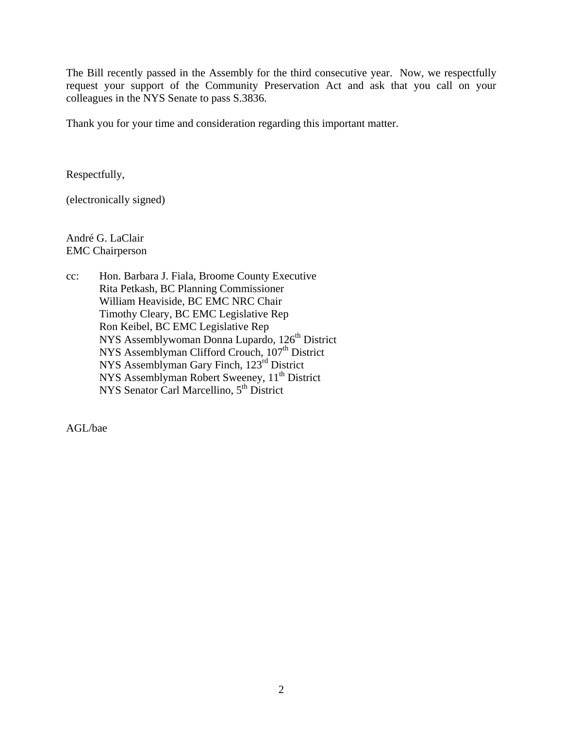The Bill recently passed in the Assembly for the third consecutive year. Now, we respectfully request your support of the Community Preservation Act and ask that you call on your colleagues in the NYS Senate to pass S.3836.

Thank you for your time and consideration regarding this important matter.

Respectfully,

(electronically signed)

André G. LaClair
EMC Chairperson

cc: Hon. Barbara J. Fiala, Broome County Executive
Rita Petkash, BC Planning Commissioner
William Heaviside, BC EMC NRC Chair
Timothy Cleary, BC EMC Legislative Rep
Ron Keibel, BC EMC Legislative Rep
NYS Assemblywoman Donna Lupardo, 126th District
NYS Assemblyman Clifford Crouch, 107th District
NYS Assemblyman Gary Finch, 123rd District
NYS Assemblyman Robert Sweeney, 11th District
NYS Senator Carl Marcellino, 5th District

AGL/bae